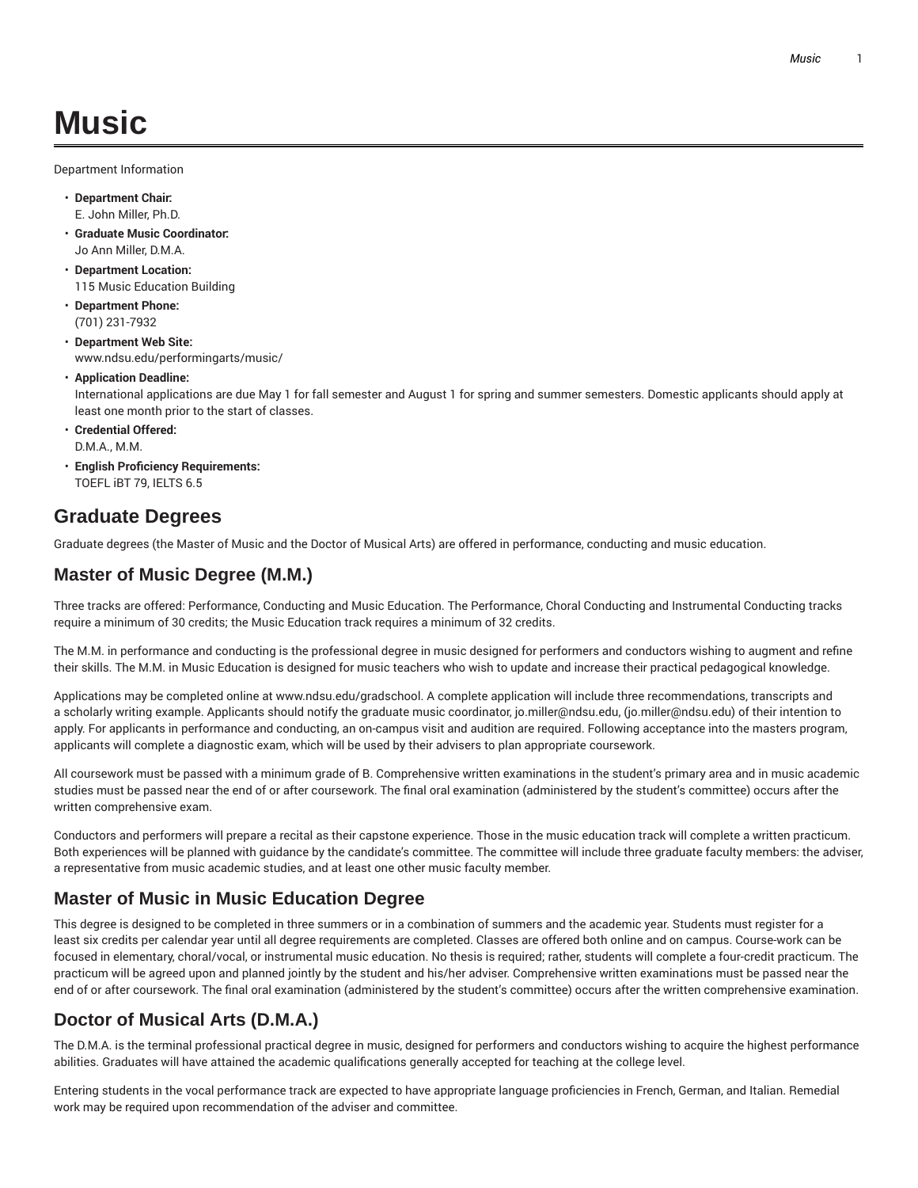# Music

Department Information

- **Department Chair:**
  E. John Miller, Ph.D.
- **Graduate Music Coordinator:**
  Jo Ann Miller, D.M.A.
- **Department Location:**
  115 Music Education Building
- **Department Phone:**
  (701) 231-7932
- **Department Web Site:**
  www.ndsu.edu/performingarts/music/
- **Application Deadline:**
  International applications are due May 1 for fall semester and August 1 for spring and summer semesters. Domestic applicants should apply at least one month prior to the start of classes.
- **Credential Offered:**
  D.M.A., M.M.
- **English Proficiency Requirements:**
  TOEFL iBT 79, IELTS 6.5

## Graduate Degrees

Graduate degrees (the Master of Music and the Doctor of Musical Arts) are offered in performance, conducting and music education.

## Master of Music Degree (M.M.)

Three tracks are offered: Performance, Conducting and Music Education. The Performance, Choral Conducting and Instrumental Conducting tracks require a minimum of 30 credits; the Music Education track requires a minimum of 32 credits.

The M.M. in performance and conducting is the professional degree in music designed for performers and conductors wishing to augment and refine their skills. The M.M. in Music Education is designed for music teachers who wish to update and increase their practical pedagogical knowledge.

Applications may be completed online at www.ndsu.edu/gradschool. A complete application will include three recommendations, transcripts and a scholarly writing example. Applicants should notify the graduate music coordinator, jo.miller@ndsu.edu, (jo.miller@ndsu.edu) of their intention to apply. For applicants in performance and conducting, an on-campus visit and audition are required. Following acceptance into the masters program, applicants will complete a diagnostic exam, which will be used by their advisers to plan appropriate coursework.

All coursework must be passed with a minimum grade of B. Comprehensive written examinations in the student's primary area and in music academic studies must be passed near the end of or after coursework. The final oral examination (administered by the student's committee) occurs after the written comprehensive exam.

Conductors and performers will prepare a recital as their capstone experience. Those in the music education track will complete a written practicum. Both experiences will be planned with guidance by the candidate's committee. The committee will include three graduate faculty members: the adviser, a representative from music academic studies, and at least one other music faculty member.

## Master of Music in Music Education Degree

This degree is designed to be completed in three summers or in a combination of summers and the academic year. Students must register for a least six credits per calendar year until all degree requirements are completed. Classes are offered both online and on campus. Course-work can be focused in elementary, choral/vocal, or instrumental music education. No thesis is required; rather, students will complete a four-credit practicum. The practicum will be agreed upon and planned jointly by the student and his/her adviser. Comprehensive written examinations must be passed near the end of or after coursework. The final oral examination (administered by the student's committee) occurs after the written comprehensive examination.

## Doctor of Musical Arts (D.M.A.)

The D.M.A. is the terminal professional practical degree in music, designed for performers and conductors wishing to acquire the highest performance abilities. Graduates will have attained the academic qualifications generally accepted for teaching at the college level.

Entering students in the vocal performance track are expected to have appropriate language proficiencies in French, German, and Italian. Remedial work may be required upon recommendation of the adviser and committee.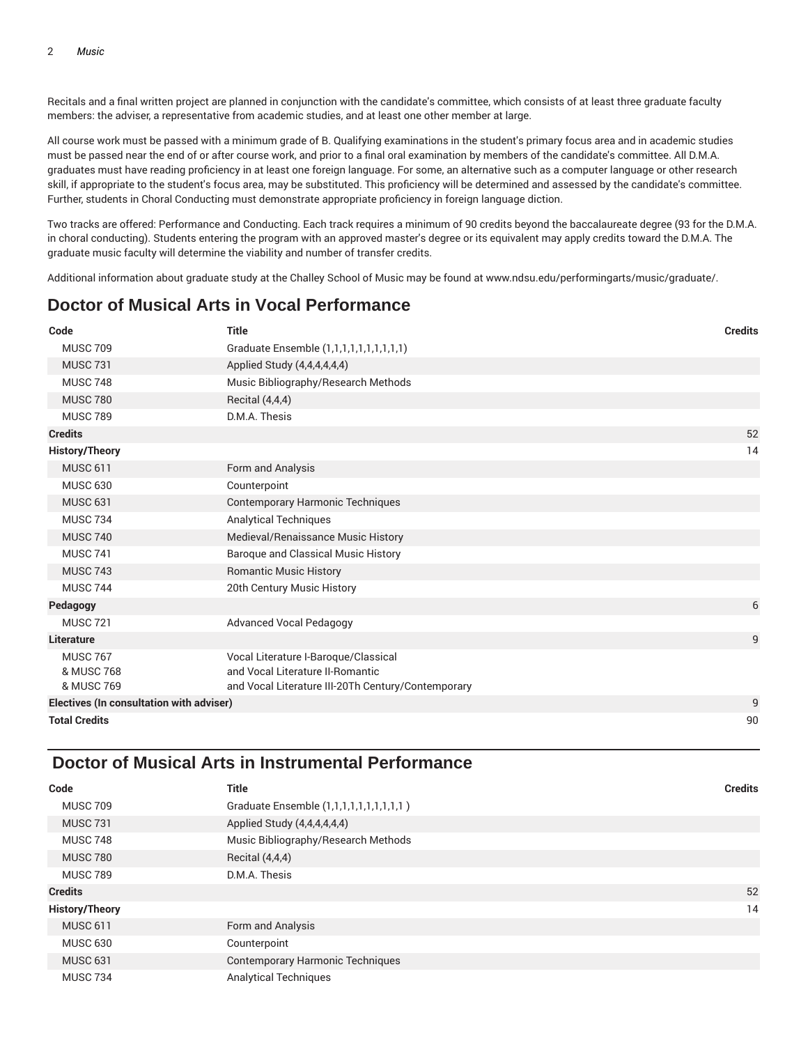Recitals and a final written project are planned in conjunction with the candidate's committee, which consists of at least three graduate faculty members: the adviser, a representative from academic studies, and at least one other member at large.

All course work must be passed with a minimum grade of B. Qualifying examinations in the student's primary focus area and in academic studies must be passed near the end of or after course work, and prior to a final oral examination by members of the candidate's committee. All D.M.A. graduates must have reading proficiency in at least one foreign language. For some, an alternative such as a computer language or other research skill, if appropriate to the student's focus area, may be substituted. This proficiency will be determined and assessed by the candidate's committee. Further, students in Choral Conducting must demonstrate appropriate proficiency in foreign language diction.

Two tracks are offered: Performance and Conducting. Each track requires a minimum of 90 credits beyond the baccalaureate degree (93 for the D.M.A. in choral conducting). Students entering the program with an approved master's degree or its equivalent may apply credits toward the D.M.A. The graduate music faculty will determine the viability and number of transfer credits.

Additional information about graduate study at the Challey School of Music may be found at www.ndsu.edu/performingarts/music/graduate/.

## Doctor of Musical Arts in Vocal Performance

| Code | Title | Credits |
|---|---|---|
| MUSC 709 | Graduate Ensemble (1,1,1,1,1,1,1,1,1,1) | |
| MUSC 731 | Applied Study (4,4,4,4,4,4) | |
| MUSC 748 | Music Bibliography/Research Methods | |
| MUSC 780 | Recital (4,4,4) | |
| MUSC 789 | D.M.A. Thesis | |
| **Credits** | | 52 |
| **History/Theory** | | 14 |
| MUSC 611 | Form and Analysis | |
| MUSC 630 | Counterpoint | |
| MUSC 631 | Contemporary Harmonic Techniques | |
| MUSC 734 | Analytical Techniques | |
| MUSC 740 | Medieval/Renaissance Music History | |
| MUSC 741 | Baroque and Classical Music History | |
| MUSC 743 | Romantic Music History | |
| MUSC 744 | 20th Century Music History | |
| **Pedagogy** | | 6 |
| MUSC 721 | Advanced Vocal Pedagogy | |
| **Literature** | | 9 |
| MUSC 767<br>& MUSC 768<br>& MUSC 769 | Vocal Literature I-Baroque/Classical<br>and Vocal Literature II-Romantic<br>and Vocal Literature III-20Th Century/Contemporary | |
| **Electives (In consultation with adviser)** | | 9 |
| **Total Credits** | | 90 |

## Doctor of Musical Arts in Instrumental Performance

| Code | Title | Credits |
|---|---|---|
| MUSC 709 | Graduate Ensemble (1,1,1,1,1,1,1,1,1,1 ) | |
| MUSC 731 | Applied Study (4,4,4,4,4,4) | |
| MUSC 748 | Music Bibliography/Research Methods | |
| MUSC 780 | Recital (4,4,4) | |
| MUSC 789 | D.M.A. Thesis | |
| **Credits** | | 52 |
| **History/Theory** | | 14 |
| MUSC 611 | Form and Analysis | |
| MUSC 630 | Counterpoint | |
| MUSC 631 | Contemporary Harmonic Techniques | |
| MUSC 734 | Analytical Techniques | |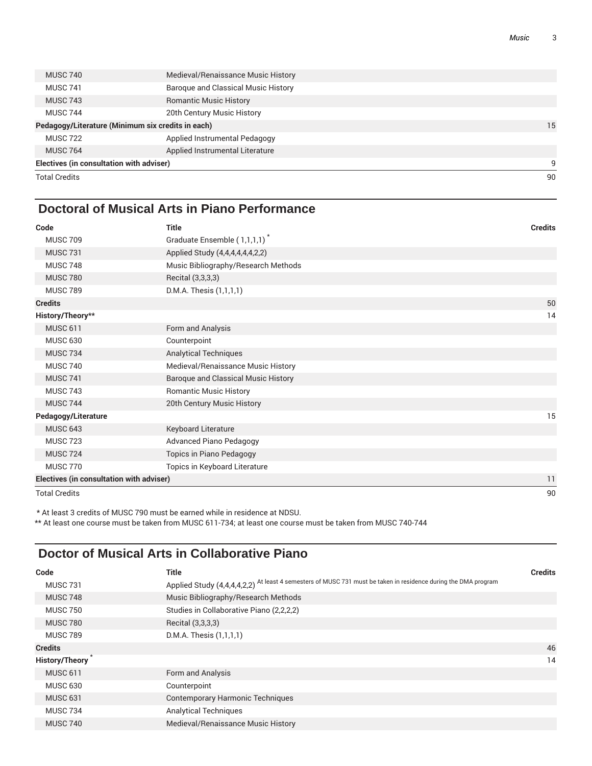| | | |
|---|---|---|
| MUSC 740 | Medieval/Renaissance Music History | |
| MUSC 741 | Baroque and Classical Music History | |
| MUSC 743 | Romantic Music History | |
| MUSC 744 | 20th Century Music History | |
| **Pedagogy/Literature (Minimum six credits in each)** | | 15 |
| MUSC 722 | Applied Instrumental Pedagogy | |
| MUSC 764 | Applied Instrumental Literature | |
| **Electives (in consultation with adviser)** | | 9 |
| Total Credits | | 90 |

## Doctoral of Musical Arts in Piano Performance

| Code | Title | Credits |
|---|---|---|
| MUSC 709 | Graduate Ensemble ( 1,1,1,1) * | |
| MUSC 731 | Applied Study (4,4,4,4,4,4,2,2) | |
| MUSC 748 | Music Bibliography/Research Methods | |
| MUSC 780 | Recital (3,3,3,3) | |
| MUSC 789 | D.M.A. Thesis (1,1,1,1) | |
| **Credits** | | 50 |
| **History/Theory**** | | 14 |
| MUSC 611 | Form and Analysis | |
| MUSC 630 | Counterpoint | |
| MUSC 734 | Analytical Techniques | |
| MUSC 740 | Medieval/Renaissance Music History | |
| MUSC 741 | Baroque and Classical Music History | |
| MUSC 743 | Romantic Music History | |
| MUSC 744 | 20th Century Music History | |
| **Pedagogy/Literature** | | 15 |
| MUSC 643 | Keyboard Literature | |
| MUSC 723 | Advanced Piano Pedagogy | |
| MUSC 724 | Topics in Piano Pedagogy | |
| MUSC 770 | Topics in Keyboard Literature | |
| **Electives (in consultation with adviser)** | | 11 |
| Total Credits | | 90 |

\* At least 3 credits of MUSC 790 must be earned while in residence at NDSU.

** At least one course must be taken from MUSC 611-734; at least one course must be taken from MUSC 740-744

## Doctor of Musical Arts in Collaborative Piano

| Code | Title | Credits |
|---|---|---|
| MUSC 731 | Applied Study (4,4,4,4,2,2) At least 4 semesters of MUSC 731 must be taken in residence during the DMA program | |
| MUSC 748 | Music Bibliography/Research Methods | |
| MUSC 750 | Studies in Collaborative Piano (2,2,2,2) | |
| MUSC 780 | Recital (3,3,3,3) | |
| MUSC 789 | D.M.A. Thesis (1,1,1,1) | |
| **Credits** | | 46 |
| **History/Theory** * | | 14 |
| MUSC 611 | Form and Analysis | |
| MUSC 630 | Counterpoint | |
| MUSC 631 | Contemporary Harmonic Techniques | |
| MUSC 734 | Analytical Techniques | |
| MUSC 740 | Medieval/Renaissance Music History | |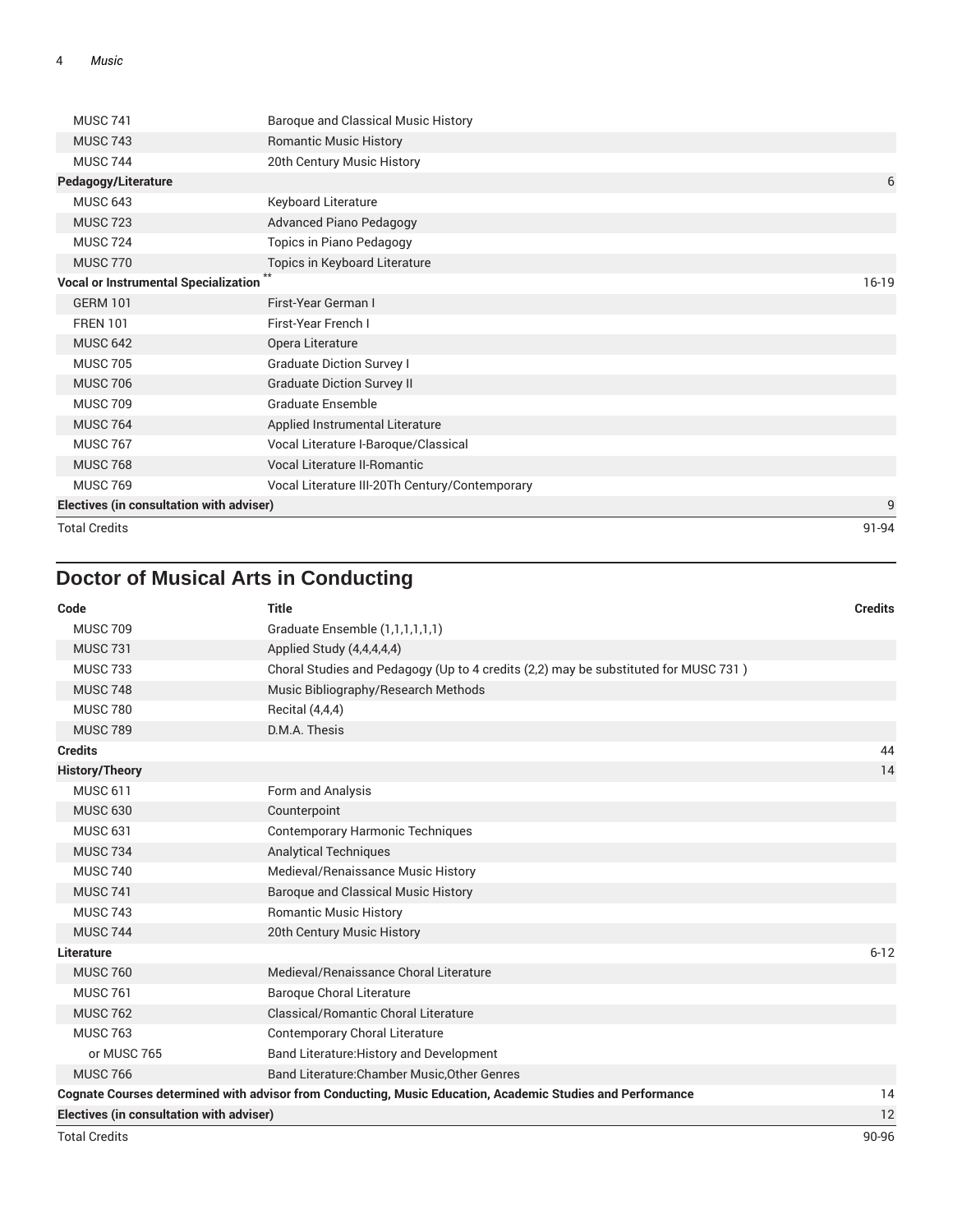| | | |
|---|---|---|
| MUSC 741 | Baroque and Classical Music History | |
| MUSC 743 | Romantic Music History | |
| MUSC 744 | 20th Century Music History | |
| **Pedagogy/Literature** | | 6 |
| MUSC 643 | Keyboard Literature | |
| MUSC 723 | Advanced Piano Pedagogy | |
| MUSC 724 | Topics in Piano Pedagogy | |
| MUSC 770 | Topics in Keyboard Literature | |
| **Vocal or Instrumental Specialization** ** | | 16-19 |
| GERM 101 | First-Year German I | |
| FREN 101 | First-Year French I | |
| MUSC 642 | Opera Literature | |
| MUSC 705 | Graduate Diction Survey I | |
| MUSC 706 | Graduate Diction Survey II | |
| MUSC 709 | Graduate Ensemble | |
| MUSC 764 | Applied Instrumental Literature | |
| MUSC 767 | Vocal Literature I-Baroque/Classical | |
| MUSC 768 | Vocal Literature II-Romantic | |
| MUSC 769 | Vocal Literature III-20Th Century/Contemporary | |
| **Electives (in consultation with adviser)** | | 9 |
| Total Credits | | 91-94 |

## Doctor of Musical Arts in Conducting

| Code | Title | Credits |
|---|---|---|
| MUSC 709 | Graduate Ensemble (1,1,1,1,1,1) | |
| MUSC 731 | Applied Study (4,4,4,4,4) | |
| MUSC 733 | Choral Studies and Pedagogy (Up to 4 credits (2,2) may be substituted for MUSC 731 ) | |
| MUSC 748 | Music Bibliography/Research Methods | |
| MUSC 780 | Recital (4,4,4) | |
| MUSC 789 | D.M.A. Thesis | |
| **Credits** | | 44 |
| **History/Theory** | | 14 |
| MUSC 611 | Form and Analysis | |
| MUSC 630 | Counterpoint | |
| MUSC 631 | Contemporary Harmonic Techniques | |
| MUSC 734 | Analytical Techniques | |
| MUSC 740 | Medieval/Renaissance Music History | |
| MUSC 741 | Baroque and Classical Music History | |
| MUSC 743 | Romantic Music History | |
| MUSC 744 | 20th Century Music History | |
| **Literature** | | 6-12 |
| MUSC 760 | Medieval/Renaissance Choral Literature | |
| MUSC 761 | Baroque Choral Literature | |
| MUSC 762 | Classical/Romantic Choral Literature | |
| MUSC 763 | Contemporary Choral Literature | |
| or MUSC 765 | Band Literature:History and Development | |
| MUSC 766 | Band Literature:Chamber Music,Other Genres | |
| **Cognate Courses determined with advisor from Conducting, Music Education, Academic Studies and Performance** | | 14 |
| **Electives (in consultation with adviser)** | | 12 |
| Total Credits | | 90-96 |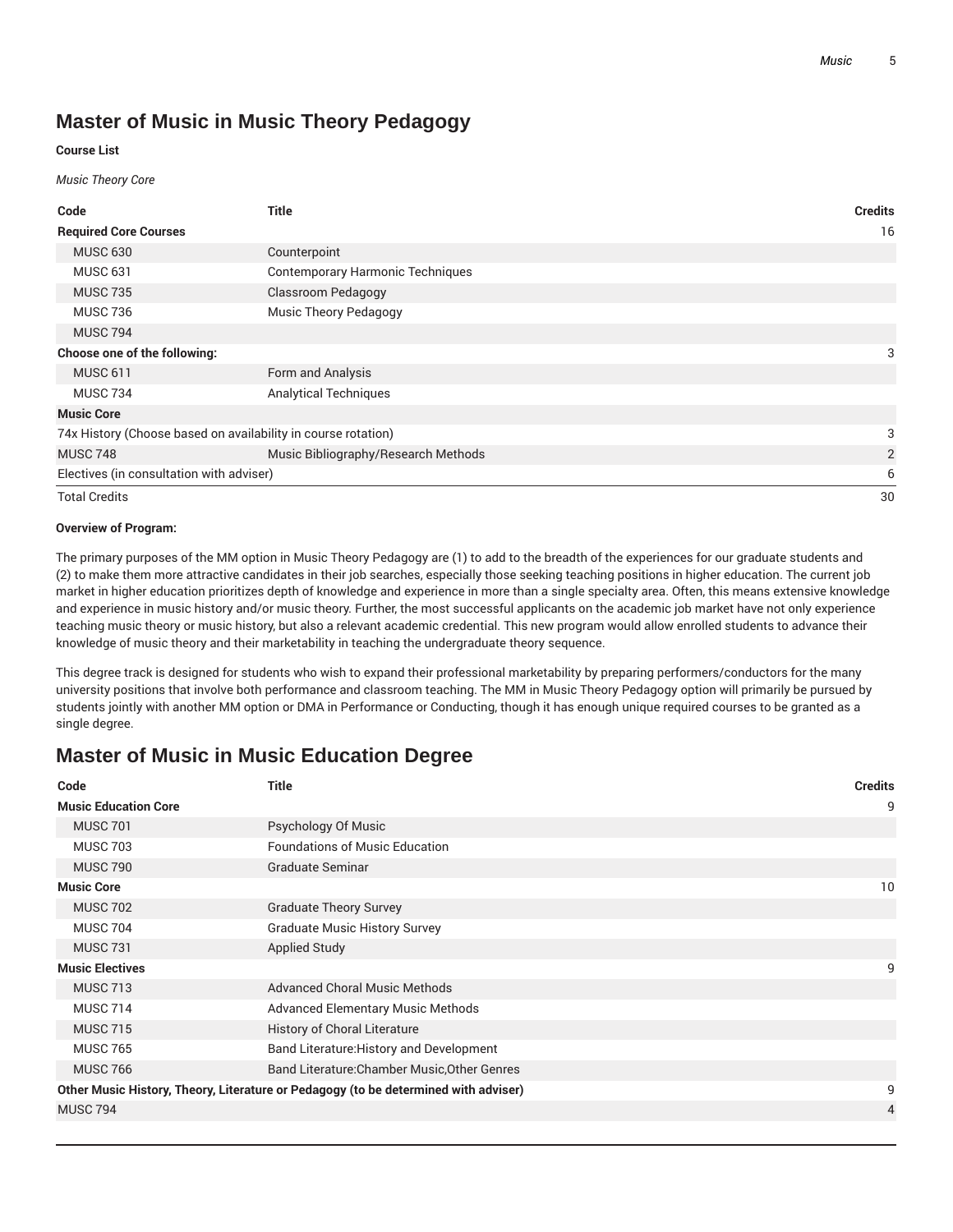## Master of Music in Music Theory Pedagogy

**Course List**

*Music Theory Core*

| Code | Title | Credits |
|---|---|---|
| **Required Core Courses** | | 16 |
| MUSC 630 | Counterpoint | |
| MUSC 631 | Contemporary Harmonic Techniques | |
| MUSC 735 | Classroom Pedagogy | |
| MUSC 736 | Music Theory Pedagogy | |
| MUSC 794 | | |
| **Choose one of the following:** | | 3 |
| MUSC 611 | Form and Analysis | |
| MUSC 734 | Analytical Techniques | |
| **Music Core** | | |
| 74x History (Choose based on availability in course rotation) | | 3 |
| MUSC 748 | Music Bibliography/Research Methods | 2 |
| Electives (in consultation with adviser) | | 6 |
| Total Credits | | 30 |

**Overview of Program:**

The primary purposes of the MM option in Music Theory Pedagogy are (1) to add to the breadth of the experiences for our graduate students and (2) to make them more attractive candidates in their job searches, especially those seeking teaching positions in higher education. The current job market in higher education prioritizes depth of knowledge and experience in more than a single specialty area. Often, this means extensive knowledge and experience in music history and/or music theory. Further, the most successful applicants on the academic job market have not only experience teaching music theory or music history, but also a relevant academic credential. This new program would allow enrolled students to advance their knowledge of music theory and their marketability in teaching the undergraduate theory sequence.

This degree track is designed for students who wish to expand their professional marketability by preparing performers/conductors for the many university positions that involve both performance and classroom teaching. The MM in Music Theory Pedagogy option will primarily be pursued by students jointly with another MM option or DMA in Performance or Conducting, though it has enough unique required courses to be granted as a single degree.

## Master of Music in Music Education Degree

| Code | Title | Credits |
|---|---|---|
| **Music Education Core** | | 9 |
| MUSC 701 | Psychology Of Music | |
| MUSC 703 | Foundations of Music Education | |
| MUSC 790 | Graduate Seminar | |
| **Music Core** | | 10 |
| MUSC 702 | Graduate Theory Survey | |
| MUSC 704 | Graduate Music History Survey | |
| MUSC 731 | Applied Study | |
| **Music Electives** | | 9 |
| MUSC 713 | Advanced Choral Music Methods | |
| MUSC 714 | Advanced Elementary Music Methods | |
| MUSC 715 | History of Choral Literature | |
| MUSC 765 | Band Literature:History and Development | |
| MUSC 766 | Band Literature:Chamber Music,Other Genres | |
| **Other Music History, Theory, Literature or Pedagogy (to be determined with adviser)** | | 9 |
| MUSC 794 | | 4 |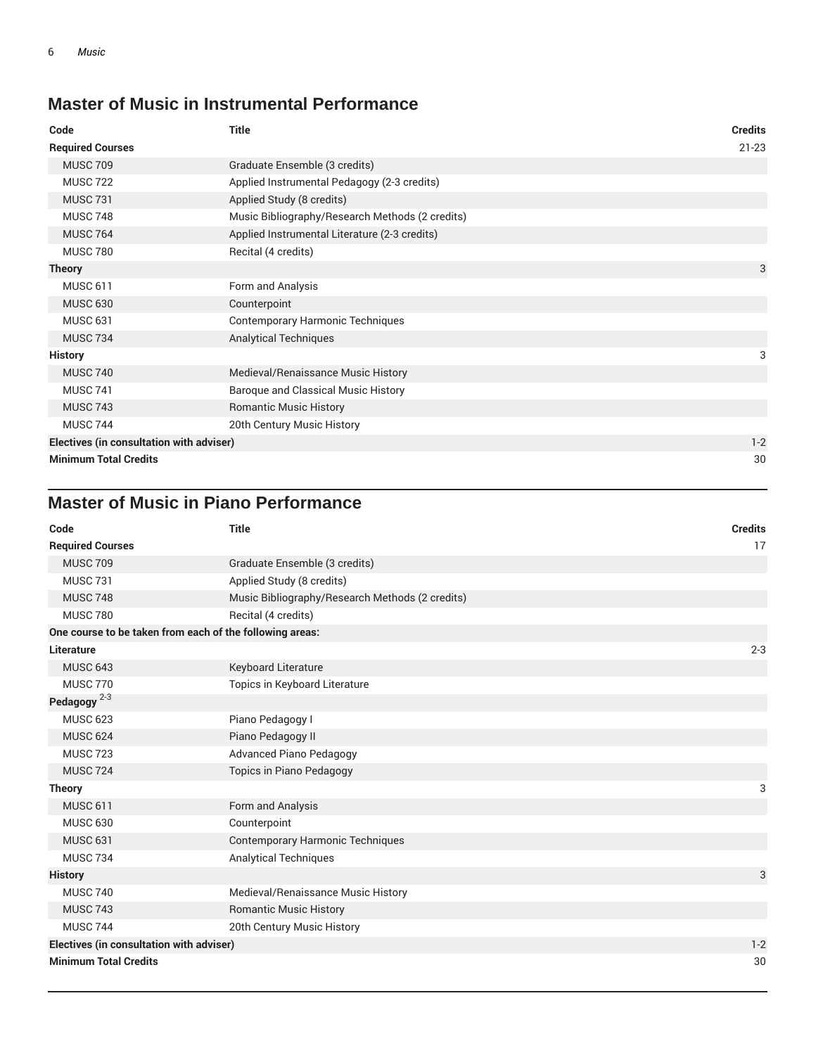## Master of Music in Instrumental Performance

| Code | Title | Credits |
|---|---|---|
| **Required Courses** | | 21-23 |
| MUSC 709 | Graduate Ensemble (3 credits) | |
| MUSC 722 | Applied Instrumental Pedagogy (2-3 credits) | |
| MUSC 731 | Applied Study (8 credits) | |
| MUSC 748 | Music Bibliography/Research Methods (2 credits) | |
| MUSC 764 | Applied Instrumental Literature (2-3 credits) | |
| MUSC 780 | Recital (4 credits) | |
| **Theory** | | 3 |
| MUSC 611 | Form and Analysis | |
| MUSC 630 | Counterpoint | |
| MUSC 631 | Contemporary Harmonic Techniques | |
| MUSC 734 | Analytical Techniques | |
| **History** | | 3 |
| MUSC 740 | Medieval/Renaissance Music History | |
| MUSC 741 | Baroque and Classical Music History | |
| MUSC 743 | Romantic Music History | |
| MUSC 744 | 20th Century Music History | |
| **Electives (in consultation with adviser)** | | 1-2 |
| **Minimum Total Credits** | | 30 |

## Master of Music in Piano Performance

| Code | Title | Credits |
|---|---|---|
| **Required Courses** | | 17 |
| MUSC 709 | Graduate Ensemble (3 credits) | |
| MUSC 731 | Applied Study (8 credits) | |
| MUSC 748 | Music Bibliography/Research Methods (2 credits) | |
| MUSC 780 | Recital (4 credits) | |
| **One course to be taken from each of the following areas:** | | |
| **Literature** | | 2-3 |
| MUSC 643 | Keyboard Literature | |
| MUSC 770 | Topics in Keyboard Literature | |
| **Pedagogy** 2-3 | | |
| MUSC 623 | Piano Pedagogy I | |
| MUSC 624 | Piano Pedagogy II | |
| MUSC 723 | Advanced Piano Pedagogy | |
| MUSC 724 | Topics in Piano Pedagogy | |
| **Theory** | | 3 |
| MUSC 611 | Form and Analysis | |
| MUSC 630 | Counterpoint | |
| MUSC 631 | Contemporary Harmonic Techniques | |
| MUSC 734 | Analytical Techniques | |
| **History** | | 3 |
| MUSC 740 | Medieval/Renaissance Music History | |
| MUSC 743 | Romantic Music History | |
| MUSC 744 | 20th Century Music History | |
| **Electives (in consultation with adviser)** | | 1-2 |
| **Minimum Total Credits** | | 30 |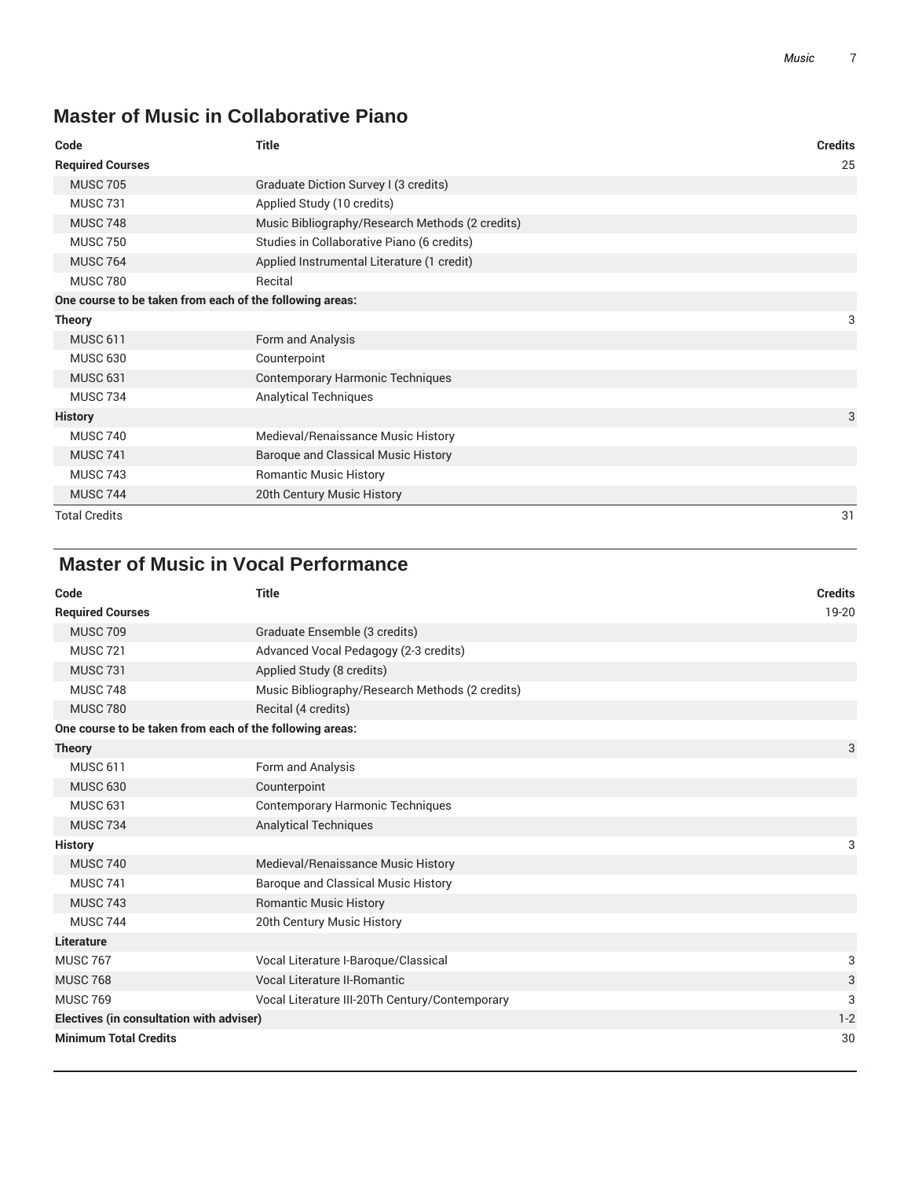## Master of Music in Collaborative Piano

| Code | Title | Credits |
|---|---|---|
| **Required Courses** | | 25 |
| MUSC 705 | Graduate Diction Survey I (3 credits) | |
| MUSC 731 | Applied Study (10 credits) | |
| MUSC 748 | Music Bibliography/Research Methods (2 credits) | |
| MUSC 750 | Studies in Collaborative Piano (6 credits) | |
| MUSC 764 | Applied Instrumental Literature (1 credit) | |
| MUSC 780 | Recital | |
| **One course to be taken from each of the following areas:** | | |
| **Theory** | | 3 |
| MUSC 611 | Form and Analysis | |
| MUSC 630 | Counterpoint | |
| MUSC 631 | Contemporary Harmonic Techniques | |
| MUSC 734 | Analytical Techniques | |
| **History** | | 3 |
| MUSC 740 | Medieval/Renaissance Music History | |
| MUSC 741 | Baroque and Classical Music History | |
| MUSC 743 | Romantic Music History | |
| MUSC 744 | 20th Century Music History | |
| Total Credits | | 31 |

## Master of Music in Vocal Performance

| Code | Title | Credits |
|---|---|---|
| **Required Courses** | | 19-20 |
| MUSC 709 | Graduate Ensemble (3 credits) | |
| MUSC 721 | Advanced Vocal Pedagogy (2-3 credits) | |
| MUSC 731 | Applied Study (8 credits) | |
| MUSC 748 | Music Bibliography/Research Methods (2 credits) | |
| MUSC 780 | Recital (4 credits) | |
| **One course to be taken from each of the following areas:** | | |
| **Theory** | | 3 |
| MUSC 611 | Form and Analysis | |
| MUSC 630 | Counterpoint | |
| MUSC 631 | Contemporary Harmonic Techniques | |
| MUSC 734 | Analytical Techniques | |
| **History** | | 3 |
| MUSC 740 | Medieval/Renaissance Music History | |
| MUSC 741 | Baroque and Classical Music History | |
| MUSC 743 | Romantic Music History | |
| MUSC 744 | 20th Century Music History | |
| **Literature** | | |
| MUSC 767 | Vocal Literature I-Baroque/Classical | 3 |
| MUSC 768 | Vocal Literature II-Romantic | 3 |
| MUSC 769 | Vocal Literature III-20Th Century/Contemporary | 3 |
| **Electives (in consultation with adviser)** | | 1-2 |
| **Minimum Total Credits** | | 30 |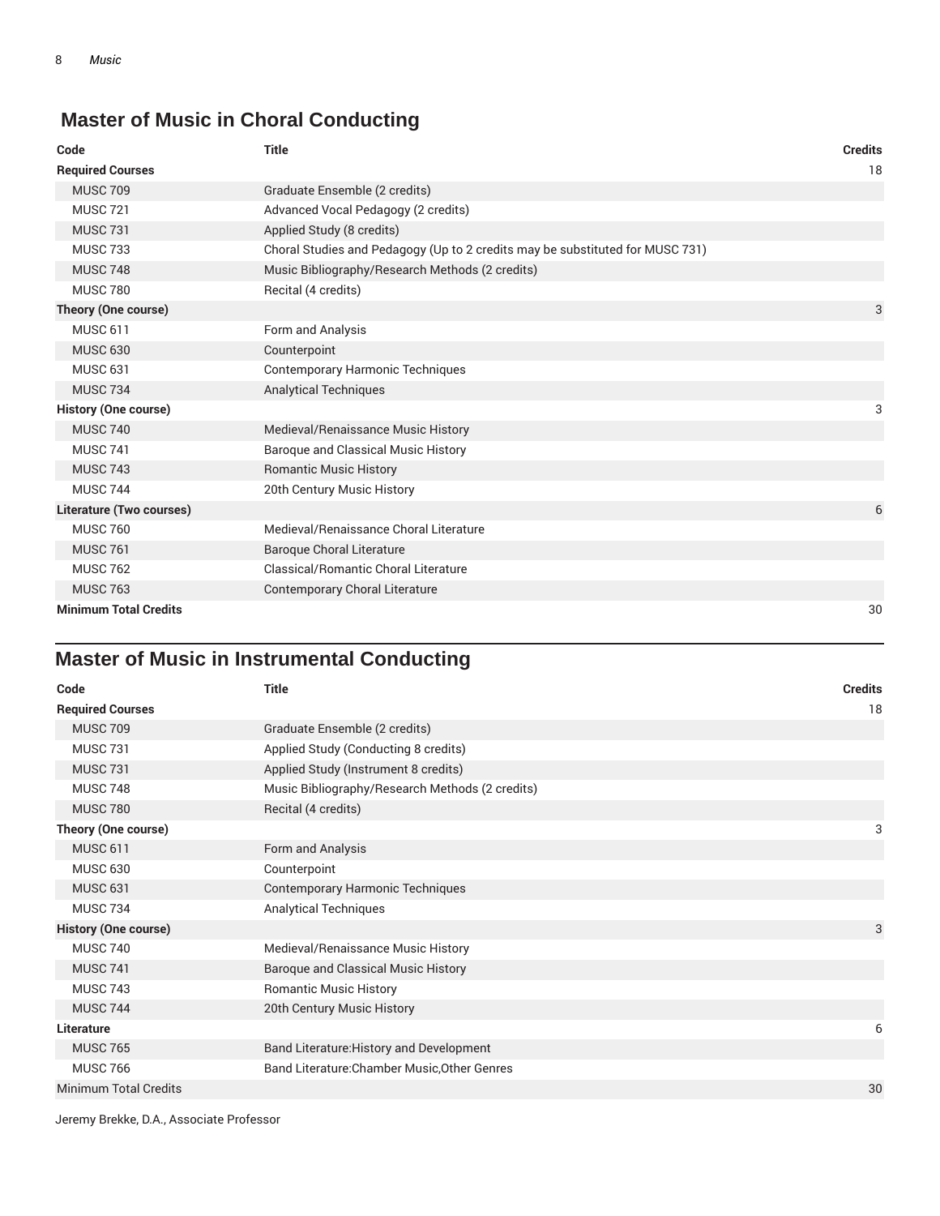## Master of Music in Choral Conducting

| Code | Title | Credits |
| --- | --- | --- |
| **Required Courses** | | 18 |
| MUSC 709 | Graduate Ensemble (2 credits) | |
| MUSC 721 | Advanced Vocal Pedagogy (2 credits) | |
| MUSC 731 | Applied Study (8 credits) | |
| MUSC 733 | Choral Studies and Pedagogy (Up to 2 credits may be substituted for MUSC 731) | |
| MUSC 748 | Music Bibliography/Research Methods (2 credits) | |
| MUSC 780 | Recital (4 credits) | |
| **Theory (One course)** | | 3 |
| MUSC 611 | Form and Analysis | |
| MUSC 630 | Counterpoint | |
| MUSC 631 | Contemporary Harmonic Techniques | |
| MUSC 734 | Analytical Techniques | |
| **History (One course)** | | 3 |
| MUSC 740 | Medieval/Renaissance Music History | |
| MUSC 741 | Baroque and Classical Music History | |
| MUSC 743 | Romantic Music History | |
| MUSC 744 | 20th Century Music History | |
| **Literature (Two courses)** | | 6 |
| MUSC 760 | Medieval/Renaissance Choral Literature | |
| MUSC 761 | Baroque Choral Literature | |
| MUSC 762 | Classical/Romantic Choral Literature | |
| MUSC 763 | Contemporary Choral Literature | |
| **Minimum Total Credits** | | 30 |

## Master of Music in Instrumental Conducting

| Code | Title | Credits |
| --- | --- | --- |
| **Required Courses** | | 18 |
| MUSC 709 | Graduate Ensemble (2 credits) | |
| MUSC 731 | Applied Study (Conducting 8 credits) | |
| MUSC 731 | Applied Study (Instrument 8 credits) | |
| MUSC 748 | Music Bibliography/Research Methods (2 credits) | |
| MUSC 780 | Recital (4 credits) | |
| **Theory (One course)** | | 3 |
| MUSC 611 | Form and Analysis | |
| MUSC 630 | Counterpoint | |
| MUSC 631 | Contemporary Harmonic Techniques | |
| MUSC 734 | Analytical Techniques | |
| **History (One course)** | | 3 |
| MUSC 740 | Medieval/Renaissance Music History | |
| MUSC 741 | Baroque and Classical Music History | |
| MUSC 743 | Romantic Music History | |
| MUSC 744 | 20th Century Music History | |
| **Literature** | | 6 |
| MUSC 765 | Band Literature:History and Development | |
| MUSC 766 | Band Literature:Chamber Music,Other Genres | |
| Minimum Total Credits | | 30 |

Jeremy Brekke, D.A., Associate Professor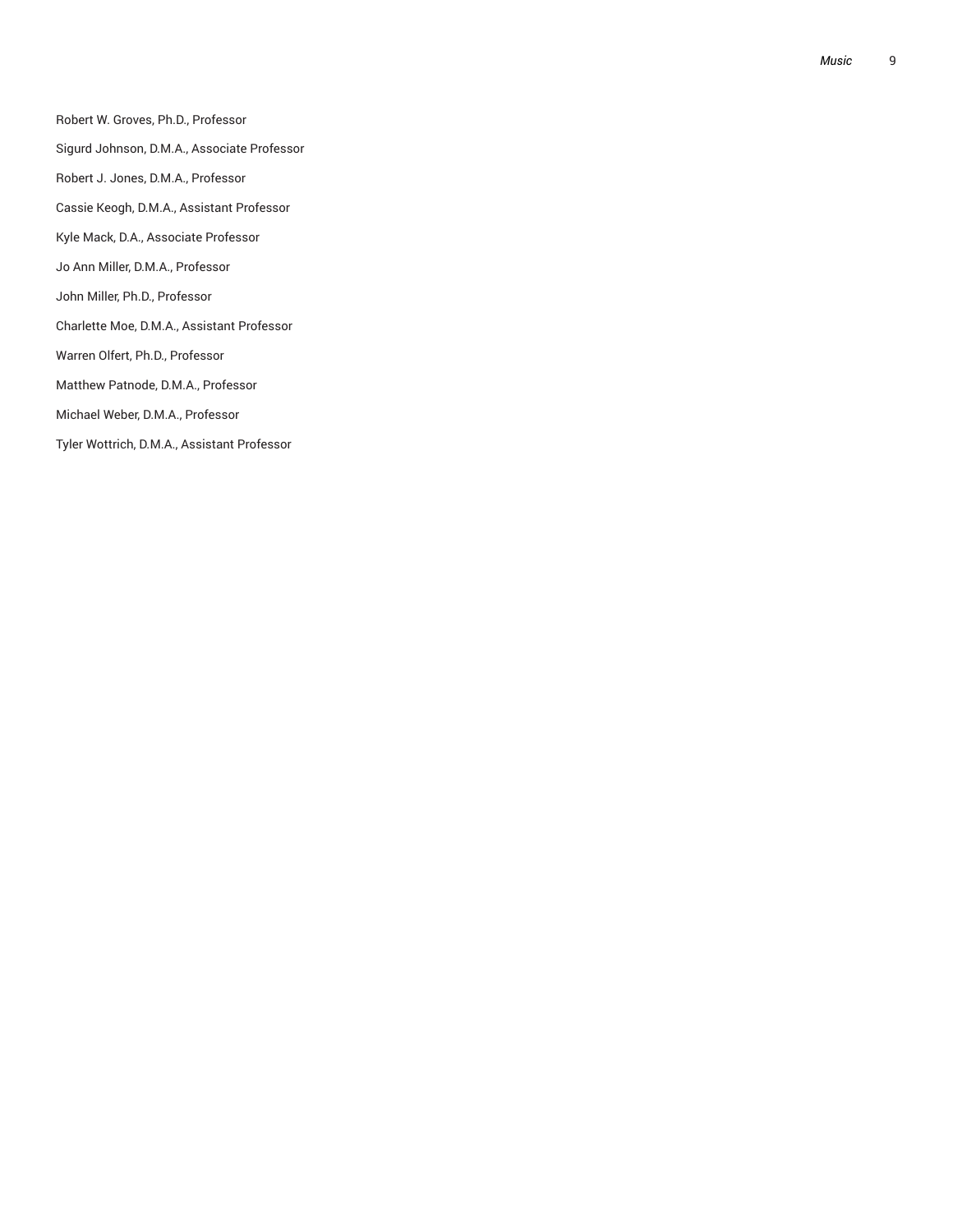Robert W. Groves, Ph.D., Professor

Sigurd Johnson, D.M.A., Associate Professor

Robert J. Jones, D.M.A., Professor

Cassie Keogh, D.M.A., Assistant Professor

Kyle Mack, D.A., Associate Professor

Jo Ann Miller, D.M.A., Professor

John Miller, Ph.D., Professor

Charlette Moe, D.M.A., Assistant Professor

Warren Olfert, Ph.D., Professor

Matthew Patnode, D.M.A., Professor

Michael Weber, D.M.A., Professor

Tyler Wottrich, D.M.A., Assistant Professor